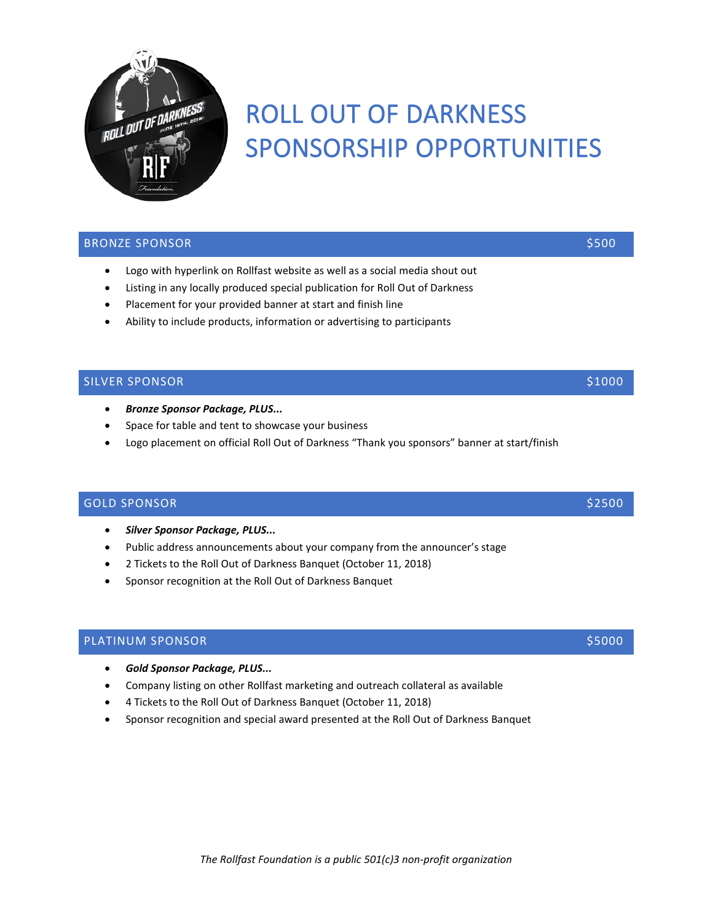# ROLL OUT OF DARKNESS SPONSORSHIP OPPORTUNITIES

## BRONZE SPONSOR $500

- Logo with hyperlink on Rollfast website as well as a social media shout out
- Listing in any locally produced special publication for Roll Out of Darkness
- Placement for your provided banner at start and finish line
- Ability to include products, information or advertising to participants

## SILVER SPONSOR $1000

- ***Bronze Sponsor Package, PLUS...***
- Space for table and tent to showcase your business
- Logo placement on official Roll Out of Darkness "Thank you sponsors" banner at start/finish

## GOLD SPONSOR $2500

- ***Silver Sponsor Package, PLUS...***
- Public address announcements about your company from the announcer's stage
- 2 Tickets to the Roll Out of Darkness Banquet (October 11, 2018)
- Sponsor recognition at the Roll Out of Darkness Banquet

## PLATINUM SPONSOR $5000

- ***Gold Sponsor Package, PLUS...***
- Company listing on other Rollfast marketing and outreach collateral as available
- 4 Tickets to the Roll Out of Darkness Banquet (October 11, 2018)
- Sponsor recognition and special award presented at the Roll Out of Darkness Banquet

*The Rollfast Foundation is a public 501(c)3 non-profit organization*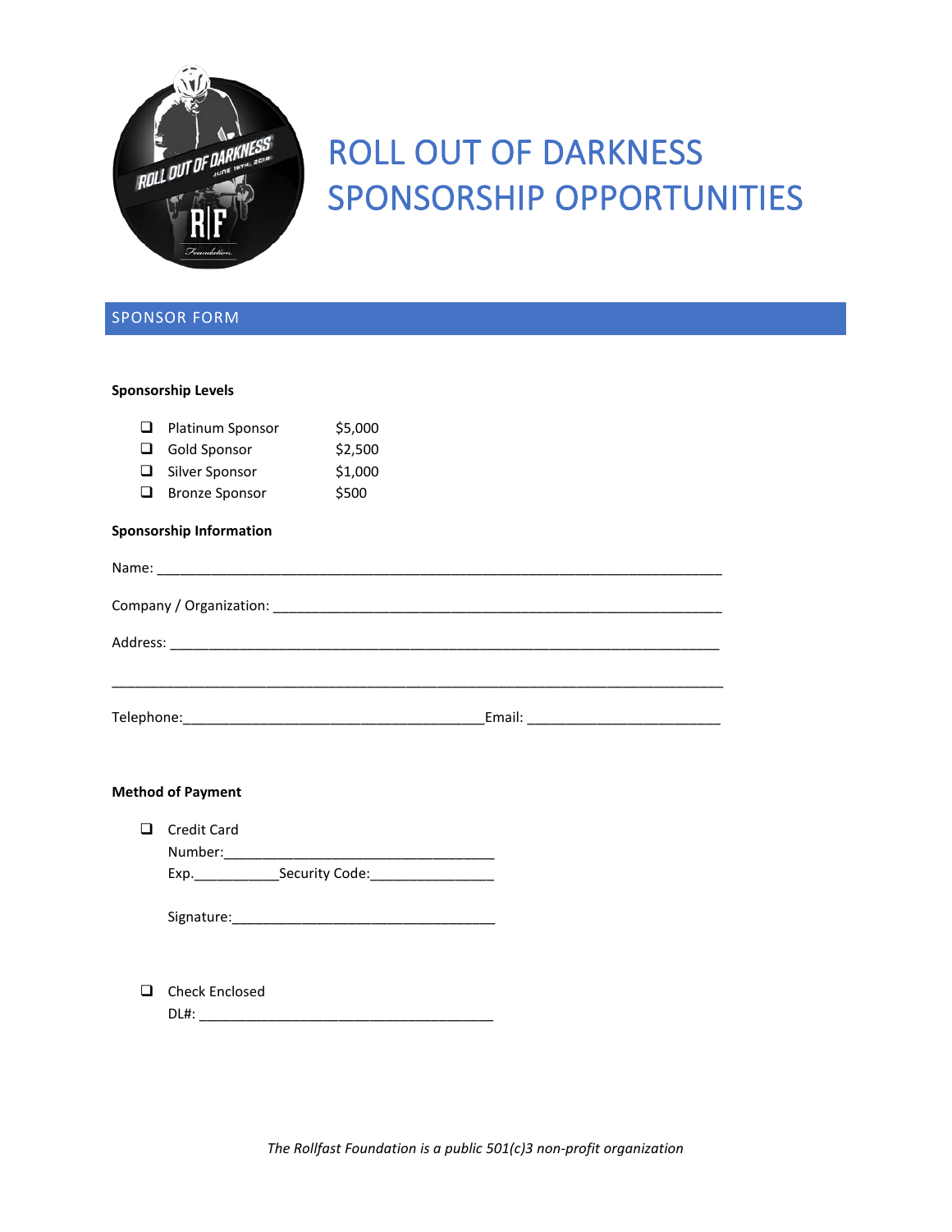# ROLL OUT OF DARKNESS SPONSORSHIP OPPORTUNITIES

## SPONSOR FORM

**Sponsorship Levels**

- ❑ Platinum Sponsor $5,000
- ❑ Gold Sponsor $2,500
- ❑ Silver Sponsor $1,000
- ❑ Bronze Sponsor $500

**Sponsorship Information**

Name: ___________________________________________________________________________

Company / Organization: ____________________________________________________________

Address: _________________________________________________________________________

__________________________________________________________________________________

Telephone:________________________________________Email: __________________________

**Method of Payment**

- ❑ Credit Card
  Number:____________________________________
  Exp.___________Security Code:________________

  Signature:__________________________________

- ❑ Check Enclosed
  DL#: ______________________________________

*The Rollfast Foundation is a public 501(c)3 non-profit organization*